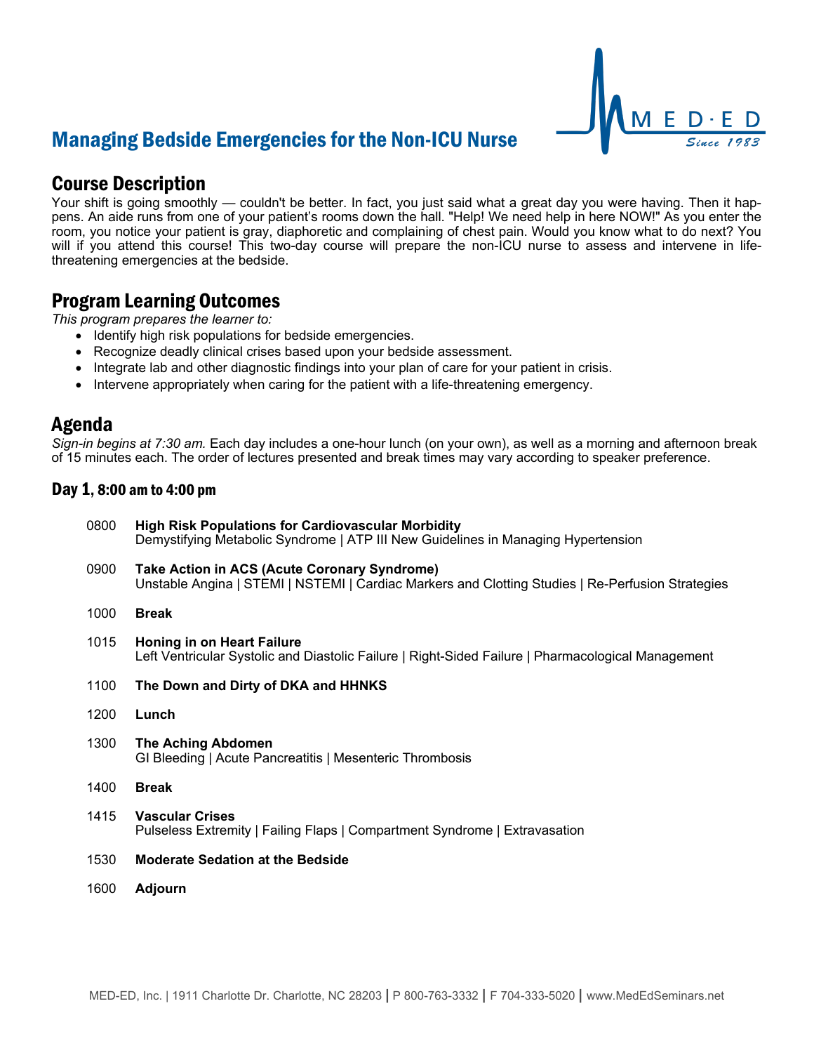# Managing Bedside Emergencies for the Non-ICU Nurse

MED·ED

*Since 1983*

## Course Description

Your shift is going smoothly — couldn't be better. In fact, you just said what a great day you were having. Then it happens. An aide runs from one of your patient's rooms down the hall. "Help! We need help in here NOW!" As you enter the room, you notice your patient is gray, diaphoretic and complaining of chest pain. Would you know what to do next? You will if you attend this course! This two-day course will prepare the non-ICU nurse to assess and intervene in life-threatening emergencies at the bedside.

## Program Learning Outcomes

*This program prepares the learner to:*

- Identify high risk populations for bedside emergencies.
- Recognize deadly clinical crises based upon your bedside assessment.
- Integrate lab and other diagnostic findings into your plan of care for your patient in crisis.
- Intervene appropriately when caring for the patient with a life-threatening emergency.

## Agenda

*Sign-in begins at 7:30 am.* Each day includes a one-hour lunch (on your own), as well as a morning and afternoon break of 15 minutes each. The order of lectures presented and break times may vary according to speaker preference.

### Day 1, 8:00 am to 4:00 pm

0800 **High Risk Populations for Cardiovascular Morbidity**
Demystifying Metabolic Syndrome | ATP III New Guidelines in Managing Hypertension

0900 **Take Action in ACS (Acute Coronary Syndrome)**
Unstable Angina | STEMI | NSTEMI | Cardiac Markers and Clotting Studies | Re-Perfusion Strategies

1000 **Break**

1015 **Honing in on Heart Failure**
Left Ventricular Systolic and Diastolic Failure | Right-Sided Failure | Pharmacological Management

1100 **The Down and Dirty of DKA and HHNKS**

1200 **Lunch**

1300 **The Aching Abdomen**
GI Bleeding | Acute Pancreatitis | Mesenteric Thrombosis

1400 **Break**

1415 **Vascular Crises**
Pulseless Extremity | Failing Flaps | Compartment Syndrome | Extravasation

1530 **Moderate Sedation at the Bedside**

1600 **Adjourn**

MED-ED, Inc. | 1911 Charlotte Dr. Charlotte, NC 28203 | P 800-763-3332 | F 704-333-5020 | www.MedEdSeminars.net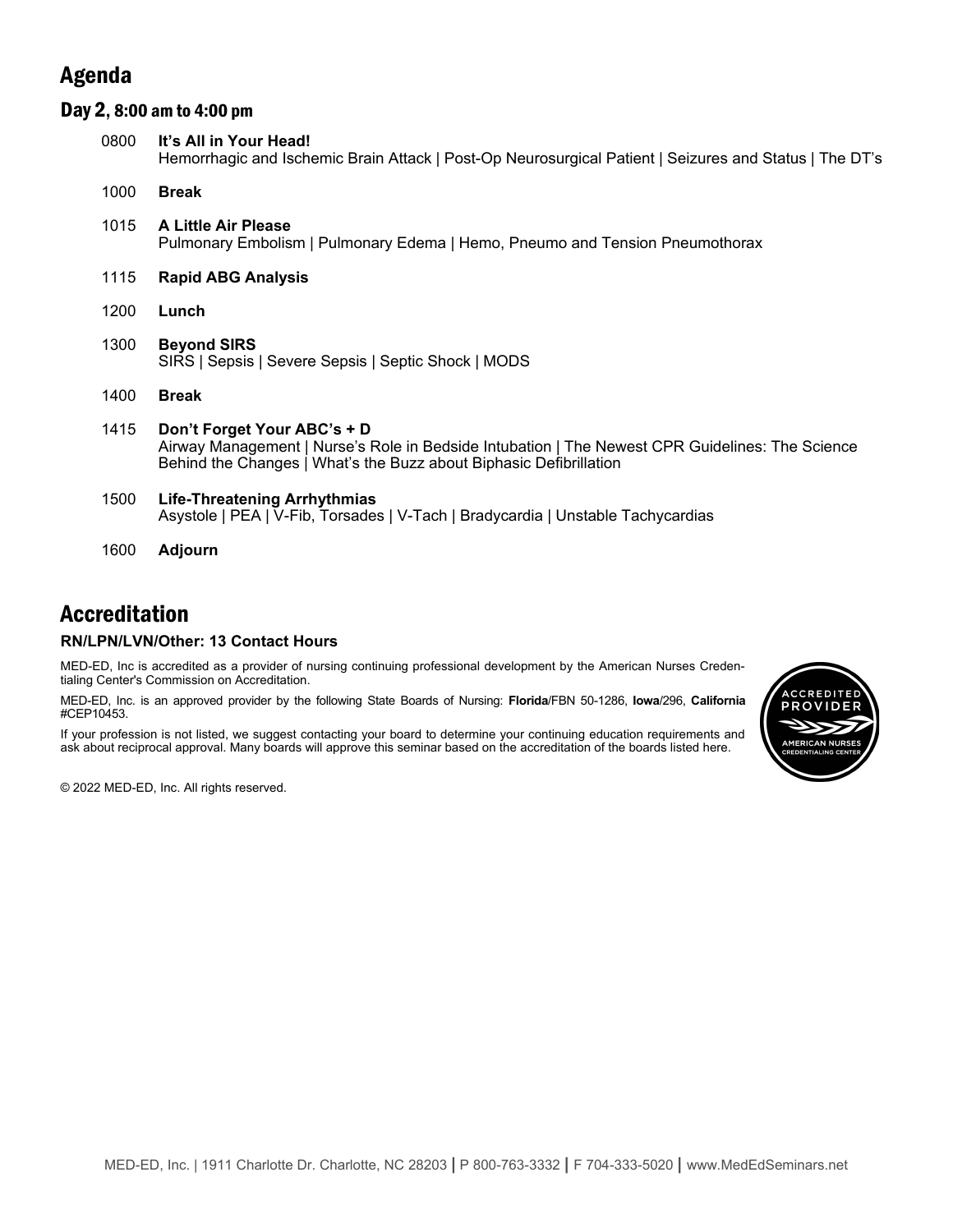# Agenda

## Day 2, 8:00 am to 4:00 pm

0800 **It's All in Your Head!**
Hemorrhagic and Ischemic Brain Attack | Post-Op Neurosurgical Patient | Seizures and Status | The DT's

1000 **Break**

1015 **A Little Air Please**
Pulmonary Embolism | Pulmonary Edema | Hemo, Pneumo and Tension Pneumothorax

1115 **Rapid ABG Analysis**

1200 **Lunch**

1300 **Beyond SIRS**
SIRS | Sepsis | Severe Sepsis | Septic Shock | MODS

1400 **Break**

1415 **Don't Forget Your ABC's + D**
Airway Management | Nurse's Role in Bedside Intubation | The Newest CPR Guidelines: The Science Behind the Changes | What's the Buzz about Biphasic Defibrillation

1500 **Life-Threatening Arrhythmias**
Asystole | PEA | V-Fib, Torsades | V-Tach | Bradycardia | Unstable Tachycardias

1600 **Adjourn**

# Accreditation

**RN/LPN/LVN/Other: 13 Contact Hours**

MED-ED, Inc is accredited as a provider of nursing continuing professional development by the American Nurses Credentialing Center's Commission on Accreditation.

MED-ED, Inc. is an approved provider by the following State Boards of Nursing: **Florida**/FBN 50-1286, **Iowa**/296, **California** #CEP10453.

If your profession is not listed, we suggest contacting your board to determine your continuing education requirements and ask about reciprocal approval. Many boards will approve this seminar based on the accreditation of the boards listed here.

© 2022 MED-ED, Inc. All rights reserved.

MED-ED, Inc. | 1911 Charlotte Dr. Charlotte, NC 28203 | P 800-763-3332 | F 704-333-5020 | www.MedEdSeminars.net